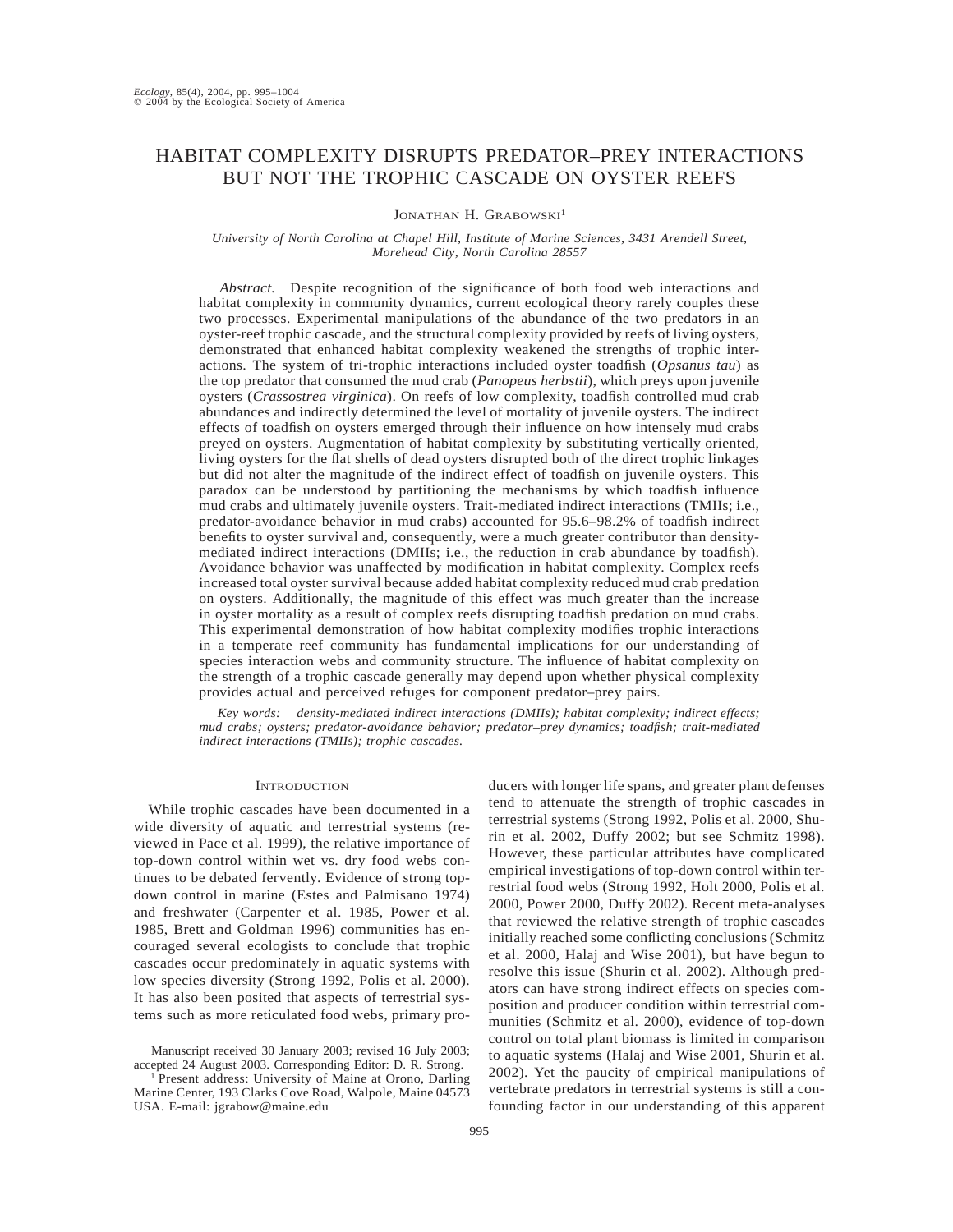# HABITAT COMPLEXITY DISRUPTS PREDATOR–PREY INTERACTIONS BUT NOT THE TROPHIC CASCADE ON OYSTER REEFS

JONATHAN H. GRABOWSKI[1]

*University of North Carolina at Chapel Hill, Institute of Marine Sciences, 3431 Arendell Street, Morehead City, North Carolina 28557*

*Abstract.* Despite recognition of the significance of both food web interactions and habitat complexity in community dynamics, current ecological theory rarely couples these two processes. Experimental manipulations of the abundance of the two predators in an oyster-reef trophic cascade, and the structural complexity provided by reefs of living oysters, demonstrated that enhanced habitat complexity weakened the strengths of trophic interactions. The system of tri-trophic interactions included oyster toadfish (*Opsanus tau*) as the top predator that consumed the mud crab (*Panopeus herbstii*), which preys upon juvenile oysters (*Crassostrea virginica*). On reefs of low complexity, toadfish controlled mud crab abundances and indirectly determined the level of mortality of juvenile oysters. The indirect effects of toadfish on oysters emerged through their influence on how intensely mud crabs preyed on oysters. Augmentation of habitat complexity by substituting vertically oriented, living oysters for the flat shells of dead oysters disrupted both of the direct trophic linkages but did not alter the magnitude of the indirect effect of toadfish on juvenile oysters. This paradox can be understood by partitioning the mechanisms by which toadfish influence mud crabs and ultimately juvenile oysters. Trait-mediated indirect interactions (TMIIs; i.e., predator-avoidance behavior in mud crabs) accounted for 95.6–98.2% of toadfish indirect benefits to oyster survival and, consequently, were a much greater contributor than density-mediated indirect interactions (DMIIs; i.e., the reduction in crab abundance by toadfish). Avoidance behavior was unaffected by modification in habitat complexity. Complex reefs increased total oyster survival because added habitat complexity reduced mud crab predation on oysters. Additionally, the magnitude of this effect was much greater than the increase in oyster mortality as a result of complex reefs disrupting toadfish predation on mud crabs. This experimental demonstration of how habitat complexity modifies trophic interactions in a temperate reef community has fundamental implications for our understanding of species interaction webs and community structure. The influence of habitat complexity on the strength of a trophic cascade generally may depend upon whether physical complexity provides actual and perceived refuges for component predator–prey pairs.

*Key words:* *density-mediated indirect interactions (DMIIs); habitat complexity; indirect effects; mud crabs; oysters; predator-avoidance behavior; predator–prey dynamics; toadfish; trait-mediated indirect interactions (TMIIs); trophic cascades.*

## INTRODUCTION

While trophic cascades have been documented in a wide diversity of aquatic and terrestrial systems (reviewed in Pace et al. 1999), the relative importance of top-down control within wet vs. dry food webs continues to be debated fervently. Evidence of strong top-down control in marine (Estes and Palmisano 1974) and freshwater (Carpenter et al. 1985, Power et al. 1985, Brett and Goldman 1996) communities has encouraged several ecologists to conclude that trophic cascades occur predominately in aquatic systems with low species diversity (Strong 1992, Polis et al. 2000). It has also been posited that aspects of terrestrial systems such as more reticulated food webs, primary producers with longer life spans, and greater plant defenses tend to attenuate the strength of trophic cascades in terrestrial systems (Strong 1992, Polis et al. 2000, Shurin et al. 2002, Duffy 2002; but see Schmitz 1998). However, these particular attributes have complicated empirical investigations of top-down control within terrestrial food webs (Strong 1992, Holt 2000, Polis et al. 2000, Power 2000, Duffy 2002). Recent meta-analyses that reviewed the relative strength of trophic cascades initially reached some conflicting conclusions (Schmitz et al. 2000, Halaj and Wise 2001), but have begun to resolve this issue (Shurin et al. 2002). Although predators can have strong indirect effects on species composition and producer condition within terrestrial communities (Schmitz et al. 2000), evidence of top-down control on total plant biomass is limited in comparison to aquatic systems (Halaj and Wise 2001, Shurin et al. 2002). Yet the paucity of empirical manipulations of vertebrate predators in terrestrial systems is still a confounding factor in our understanding of this apparent

Manuscript received 30 January 2003; revised 16 July 2003; accepted 24 August 2003. Corresponding Editor: D. R. Strong.

[1] Present address: University of Maine at Orono, Darling Marine Center, 193 Clarks Cove Road, Walpole, Maine 04573 USA. E-mail: jgrabow@maine.edu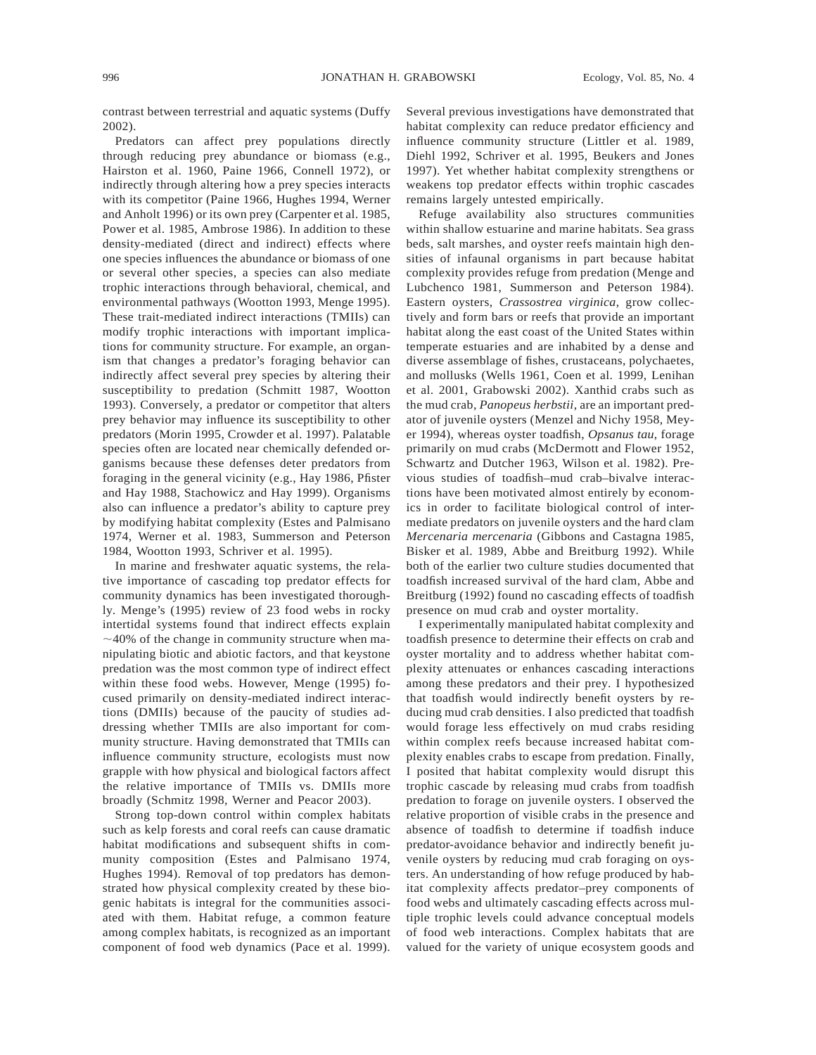contrast between terrestrial and aquatic systems (Duffy 2002).

Predators can affect prey populations directly through reducing prey abundance or biomass (e.g., Hairston et al. 1960, Paine 1966, Connell 1972), or indirectly through altering how a prey species interacts with its competitor (Paine 1966, Hughes 1994, Werner and Anholt 1996) or its own prey (Carpenter et al. 1985, Power et al. 1985, Ambrose 1986). In addition to these density-mediated (direct and indirect) effects where one species influences the abundance or biomass of one or several other species, a species can also mediate trophic interactions through behavioral, chemical, and environmental pathways (Wootton 1993, Menge 1995). These trait-mediated indirect interactions (TMIIs) can modify trophic interactions with important implications for community structure. For example, an organism that changes a predator's foraging behavior can indirectly affect several prey species by altering their susceptibility to predation (Schmitt 1987, Wootton 1993). Conversely, a predator or competitor that alters prey behavior may influence its susceptibility to other predators (Morin 1995, Crowder et al. 1997). Palatable species often are located near chemically defended organisms because these defenses deter predators from foraging in the general vicinity (e.g., Hay 1986, Pfister and Hay 1988, Stachowicz and Hay 1999). Organisms also can influence a predator's ability to capture prey by modifying habitat complexity (Estes and Palmisano 1974, Werner et al. 1983, Summerson and Peterson 1984, Wootton 1993, Schriver et al. 1995).

In marine and freshwater aquatic systems, the relative importance of cascading top predator effects for community dynamics has been investigated thoroughly. Menge's (1995) review of 23 food webs in rocky intertidal systems found that indirect effects explain ~40% of the change in community structure when manipulating biotic and abiotic factors, and that keystone predation was the most common type of indirect effect within these food webs. However, Menge (1995) focused primarily on density-mediated indirect interactions (DMIIs) because of the paucity of studies addressing whether TMIIs are also important for community structure. Having demonstrated that TMIIs can influence community structure, ecologists must now grapple with how physical and biological factors affect the relative importance of TMIIs vs. DMIIs more broadly (Schmitz 1998, Werner and Peacor 2003).

Strong top-down control within complex habitats such as kelp forests and coral reefs can cause dramatic habitat modifications and subsequent shifts in community composition (Estes and Palmisano 1974, Hughes 1994). Removal of top predators has demonstrated how physical complexity created by these biogenic habitats is integral for the communities associated with them. Habitat refuge, a common feature among complex habitats, is recognized as an important component of food web dynamics (Pace et al. 1999). Several previous investigations have demonstrated that habitat complexity can reduce predator efficiency and influence community structure (Littler et al. 1989, Diehl 1992, Schriver et al. 1995, Beukers and Jones 1997). Yet whether habitat complexity strengthens or weakens top predator effects within trophic cascades remains largely untested empirically.

Refuge availability also structures communities within shallow estuarine and marine habitats. Sea grass beds, salt marshes, and oyster reefs maintain high densities of infaunal organisms in part because habitat complexity provides refuge from predation (Menge and Lubchenco 1981, Summerson and Peterson 1984). Eastern oysters, *Crassostrea virginica*, grow collectively and form bars or reefs that provide an important habitat along the east coast of the United States within temperate estuaries and are inhabited by a dense and diverse assemblage of fishes, crustaceans, polychaetes, and mollusks (Wells 1961, Coen et al. 1999, Lenihan et al. 2001, Grabowski 2002). Xanthid crabs such as the mud crab, *Panopeus herbstii*, are an important predator of juvenile oysters (Menzel and Nichy 1958, Meyer 1994), whereas oyster toadfish, *Opsanus tau*, forage primarily on mud crabs (McDermott and Flower 1952, Schwartz and Dutcher 1963, Wilson et al. 1982). Previous studies of toadfish–mud crab–bivalve interactions have been motivated almost entirely by economics in order to facilitate biological control of intermediate predators on juvenile oysters and the hard clam *Mercenaria mercenaria* (Gibbons and Castagna 1985, Bisker et al. 1989, Abbe and Breitburg 1992). While both of the earlier two culture studies documented that toadfish increased survival of the hard clam, Abbe and Breitburg (1992) found no cascading effects of toadfish presence on mud crab and oyster mortality.

I experimentally manipulated habitat complexity and toadfish presence to determine their effects on crab and oyster mortality and to address whether habitat complexity attenuates or enhances cascading interactions among these predators and their prey. I hypothesized that toadfish would indirectly benefit oysters by reducing mud crab densities. I also predicted that toadfish would forage less effectively on mud crabs residing within complex reefs because increased habitat complexity enables crabs to escape from predation. Finally, I posited that habitat complexity would disrupt this trophic cascade by releasing mud crabs from toadfish predation to forage on juvenile oysters. I observed the relative proportion of visible crabs in the presence and absence of toadfish to determine if toadfish induce predator-avoidance behavior and indirectly benefit juvenile oysters by reducing mud crab foraging on oysters. An understanding of how refuge produced by habitat complexity affects predator–prey components of food webs and ultimately cascading effects across multiple trophic levels could advance conceptual models of food web interactions. Complex habitats that are valued for the variety of unique ecosystem goods and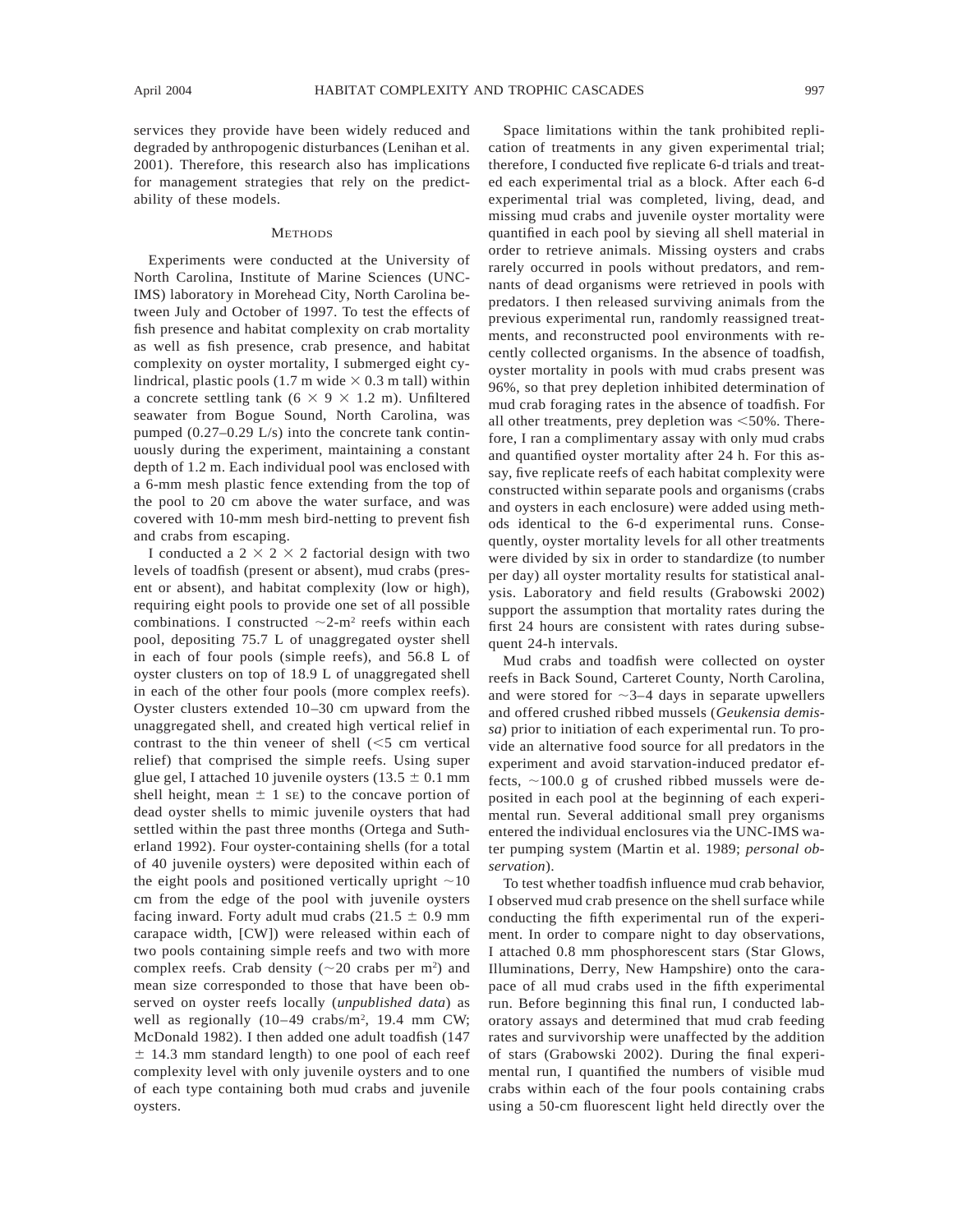services they provide have been widely reduced and degraded by anthropogenic disturbances (Lenihan et al. 2001). Therefore, this research also has implications for management strategies that rely on the predictability of these models.

## Methods

Experiments were conducted at the University of North Carolina, Institute of Marine Sciences (UNC-IMS) laboratory in Morehead City, North Carolina between July and October of 1997. To test the effects of fish presence and habitat complexity on crab mortality as well as fish presence, crab presence, and habitat complexity on oyster mortality, I submerged eight cylindrical, plastic pools (1.7 m wide × 0.3 m tall) within a concrete settling tank (6 × 9 × 1.2 m). Unfiltered seawater from Bogue Sound, North Carolina, was pumped (0.27–0.29 L/s) into the concrete tank continuously during the experiment, maintaining a constant depth of 1.2 m. Each individual pool was enclosed with a 6-mm mesh plastic fence extending from the top of the pool to 20 cm above the water surface, and was covered with 10-mm mesh bird-netting to prevent fish and crabs from escaping.

I conducted a 2 × 2 × 2 factorial design with two levels of toadfish (present or absent), mud crabs (present or absent), and habitat complexity (low or high), requiring eight pools to provide one set of all possible combinations. I constructed ~2-m$^2$ reefs within each pool, depositing 75.7 L of unaggregated oyster shell in each of four pools (simple reefs), and 56.8 L of oyster clusters on top of 18.9 L of unaggregated shell in each of the other four pools (more complex reefs). Oyster clusters extended 10–30 cm upward from the unaggregated shell, and created high vertical relief in contrast to the thin veneer of shell (<5 cm vertical relief) that comprised the simple reefs. Using super glue gel, I attached 10 juvenile oysters (13.5 ± 0.1 mm shell height, mean ± 1 SE) to the concave portion of dead oyster shells to mimic juvenile oysters that had settled within the past three months (Ortega and Sutherland 1992). Four oyster-containing shells (for a total of 40 juvenile oysters) were deposited within each of the eight pools and positioned vertically upright ~10 cm from the edge of the pool with juvenile oysters facing inward. Forty adult mud crabs (21.5 ± 0.9 mm carapace width, [CW]) were released within each of two pools containing simple reefs and two with more complex reefs. Crab density (~20 crabs per m$^2$) and mean size corresponded to those that have been observed on oyster reefs locally (*unpublished data*) as well as regionally (10–49 crabs/m$^2$, 19.4 mm CW; McDonald 1982). I then added one adult toadfish (147 ± 14.3 mm standard length) to one pool of each reef complexity level with only juvenile oysters and to one of each type containing both mud crabs and juvenile oysters.

Space limitations within the tank prohibited replication of treatments in any given experimental trial; therefore, I conducted five replicate 6-d trials and treated each experimental trial as a block. After each 6-d experimental trial was completed, living, dead, and missing mud crabs and juvenile oyster mortality were quantified in each pool by sieving all shell material in order to retrieve animals. Missing oysters and crabs rarely occurred in pools without predators, and remnants of dead organisms were retrieved in pools with predators. I then released surviving animals from the previous experimental run, randomly reassigned treatments, and reconstructed pool environments with recently collected organisms. In the absence of toadfish, oyster mortality in pools with mud crabs present was 96%, so that prey depletion inhibited determination of mud crab foraging rates in the absence of toadfish. For all other treatments, prey depletion was <50%. Therefore, I ran a complimentary assay with only mud crabs and quantified oyster mortality after 24 h. For this assay, five replicate reefs of each habitat complexity were constructed within separate pools and organisms (crabs and oysters in each enclosure) were added using methods identical to the 6-d experimental runs. Consequently, oyster mortality levels for all other treatments were divided by six in order to standardize (to number per day) all oyster mortality results for statistical analysis. Laboratory and field results (Grabowski 2002) support the assumption that mortality rates during the first 24 hours are consistent with rates during subsequent 24-h intervals.

Mud crabs and toadfish were collected on oyster reefs in Back Sound, Carteret County, North Carolina, and were stored for ~3–4 days in separate upwellers and offered crushed ribbed mussels (*Geukensia demissa*) prior to initiation of each experimental run. To provide an alternative food source for all predators in the experiment and avoid starvation-induced predator effects, ~100.0 g of crushed ribbed mussels were deposited in each pool at the beginning of each experimental run. Several additional small prey organisms entered the individual enclosures via the UNC-IMS water pumping system (Martin et al. 1989; *personal observation*).

To test whether toadfish influence mud crab behavior, I observed mud crab presence on the shell surface while conducting the fifth experimental run of the experiment. In order to compare night to day observations, I attached 0.8 mm phosphorescent stars (Star Glows, Illuminations, Derry, New Hampshire) onto the carapace of all mud crabs used in the fifth experimental run. Before beginning this final run, I conducted laboratory assays and determined that mud crab feeding rates and survivorship were unaffected by the addition of stars (Grabowski 2002). During the final experimental run, I quantified the numbers of visible mud crabs within each of the four pools containing crabs using a 50-cm fluorescent light held directly over the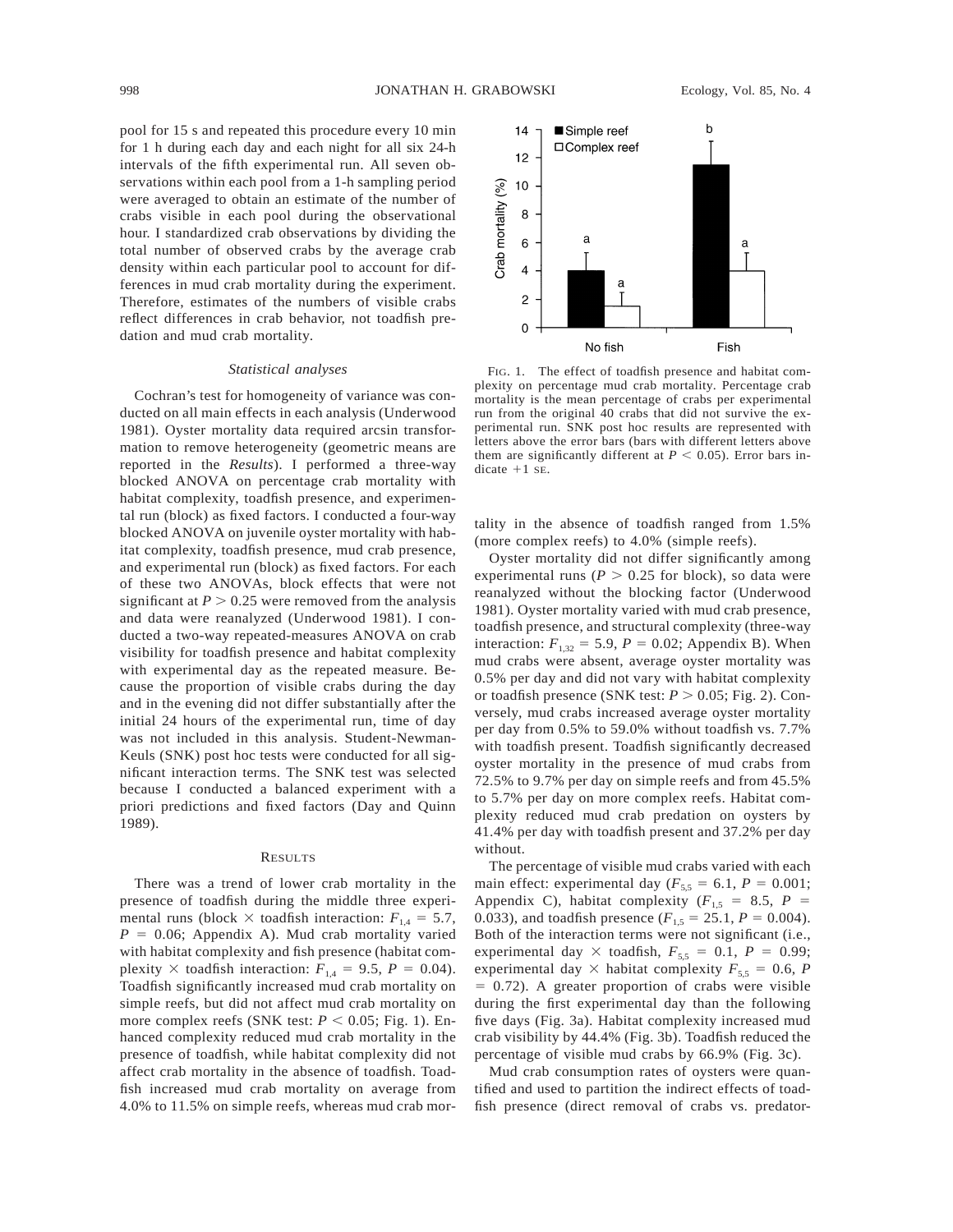pool for 15 s and repeated this procedure every 10 min for 1 h during each day and each night for all six 24-h intervals of the fifth experimental run. All seven observations within each pool from a 1-h sampling period were averaged to obtain an estimate of the number of crabs visible in each pool during the observational hour. I standardized crab observations by dividing the total number of observed crabs by the average crab density within each particular pool to account for differences in mud crab mortality during the experiment. Therefore, estimates of the numbers of visible crabs reflect differences in crab behavior, not toadfish predation and mud crab mortality.

### *Statistical analyses*

Cochran's test for homogeneity of variance was conducted on all main effects in each analysis (Underwood 1981). Oyster mortality data required arcsin transformation to remove heterogeneity (geometric means are reported in the *Results*). I performed a three-way blocked ANOVA on percentage crab mortality with habitat complexity, toadfish presence, and experimental run (block) as fixed factors. I conducted a four-way blocked ANOVA on juvenile oyster mortality with habitat complexity, toadfish presence, mud crab presence, and experimental run (block) as fixed factors. For each of these two ANOVAs, block effects that were not significant at $P > 0.25$ were removed from the analysis and data were reanalyzed (Underwood 1981). I conducted a two-way repeated-measures ANOVA on crab visibility for toadfish presence and habitat complexity with experimental day as the repeated measure. Because the proportion of visible crabs during the day and in the evening did not differ substantially after the initial 24 hours of the experimental run, time of day was not included in this analysis. Student-Newman-Keuls (SNK) post hoc tests were conducted for all significant interaction terms. The SNK test was selected because I conducted a balanced experiment with a priori predictions and fixed factors (Day and Quinn 1989).

## RESULTS

There was a trend of lower crab mortality in the presence of toadfish during the middle three experimental runs (block × toadfish interaction: $F_{1,4} = 5.7$, $P = 0.06$; Appendix A). Mud crab mortality varied with habitat complexity and fish presence (habitat complexity × toadfish interaction: $F_{1,4} = 9.5$, $P = 0.04$). Toadfish significantly increased mud crab mortality on simple reefs, but did not affect mud crab mortality on more complex reefs (SNK test: $P < 0.05$; Fig. 1). Enhanced complexity reduced mud crab mortality in the presence of toadfish, while habitat complexity did not affect crab mortality in the absence of toadfish. Toadfish increased mud crab mortality on average from 4.0% to 11.5% on simple reefs, whereas mud crab mortality in the absence of toadfish ranged from 1.5% (more complex reefs) to 4.0% (simple reefs).

FIG. 1. The effect of toadfish presence and habitat complexity on percentage mud crab mortality. Percentage crab mortality is the mean percentage of crabs per experimental run from the original 40 crabs that did not survive the experimental run. SNK post hoc results are represented with letters above the error bars (bars with different letters above them are significantly different at $P < 0.05$). Error bars indicate +1 SE.

Oyster mortality did not differ significantly among experimental runs ($P > 0.25$ for block), so data were reanalyzed without the blocking factor (Underwood 1981). Oyster mortality varied with mud crab presence, toadfish presence, and structural complexity (three-way interaction: $F_{1,32} = 5.9$, $P = 0.02$; Appendix B). When mud crabs were absent, average oyster mortality was 0.5% per day and did not vary with habitat complexity or toadfish presence (SNK test: $P > 0.05$; Fig. 2). Conversely, mud crabs increased average oyster mortality per day from 0.5% to 59.0% without toadfish vs. 7.7% with toadfish present. Toadfish significantly decreased oyster mortality in the presence of mud crabs from 72.5% to 9.7% per day on simple reefs and from 45.5% to 5.7% per day on more complex reefs. Habitat complexity reduced mud crab predation on oysters by 41.4% per day with toadfish present and 37.2% per day without.

The percentage of visible mud crabs varied with each main effect: experimental day ($F_{5,5} = 6.1$, $P = 0.001$; Appendix C), habitat complexity ($F_{1,5} = 8.5$, $P = 0.033$), and toadfish presence ($F_{1,5} = 25.1$, $P = 0.004$). Both of the interaction terms were not significant (i.e., experimental day × toadfish, $F_{5,5} = 0.1$, $P = 0.99$; experimental day × habitat complexity $F_{5,5} = 0.6$, $P = 0.72$). A greater proportion of crabs were visible during the first experimental day than the following five days (Fig. 3a). Habitat complexity increased mud crab visibility by 44.4% (Fig. 3b). Toadfish reduced the percentage of visible mud crabs by 66.9% (Fig. 3c).

Mud crab consumption rates of oysters were quantified and used to partition the indirect effects of toadfish presence (direct removal of crabs vs. predator-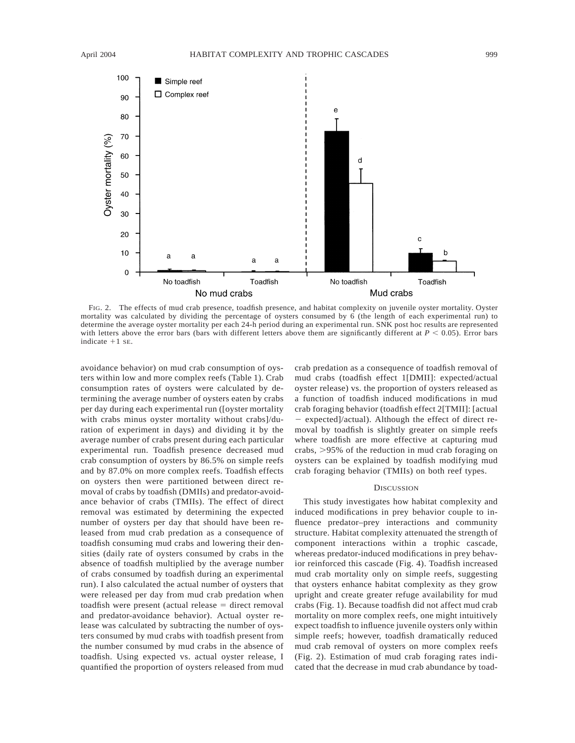FIG. 2. The effects of mud crab presence, toadfish presence, and habitat complexity on juvenile oyster mortality. Oyster mortality was calculated by dividing the percentage of oysters consumed by 6 (the length of each experimental run) to determine the average oyster mortality per each 24-h period during an experimental run. SNK post hoc results are represented with letters above the error bars (bars with different letters above them are significantly different at $P < 0.05$). Error bars indicate +1 SE.

avoidance behavior) on mud crab consumption of oysters within low and more complex reefs (Table 1). Crab consumption rates of oysters were calculated by determining the average number of oysters eaten by crabs per day during each experimental run ([oyster mortality with crabs minus oyster mortality without crabs]/duration of experiment in days) and dividing it by the average number of crabs present during each particular experimental run. Toadfish presence decreased mud crab consumption of oysters by 86.5% on simple reefs and by 87.0% on more complex reefs. Toadfish effects on oysters then were partitioned between direct removal of crabs by toadfish (DMIIs) and predator-avoidance behavior of crabs (TMIIs). The effect of direct removal was estimated by determining the expected number of oysters per day that should have been released from mud crab predation as a consequence of toadfish consuming mud crabs and lowering their densities (daily rate of oysters consumed by crabs in the absence of toadfish multiplied by the average number of crabs consumed by toadfish during an experimental run). I also calculated the actual number of oysters that were released per day from mud crab predation when toadfish were present (actual release = direct removal and predator-avoidance behavior). Actual oyster release was calculated by subtracting the number of oysters consumed by mud crabs with toadfish present from the number consumed by mud crabs in the absence of toadfish. Using expected vs. actual oyster release, I quantified the proportion of oysters released from mud crab predation as a consequence of toadfish removal of mud crabs (toadfish effect 1[DMII]: expected/actual oyster release) vs. the proportion of oysters released as a function of toadfish induced modifications in mud crab foraging behavior (toadfish effect 2[TMII]: [actual − expected]/actual). Although the effect of direct removal by toadfish is slightly greater on simple reefs where toadfish are more effective at capturing mud crabs, >95% of the reduction in mud crab foraging on oysters can be explained by toadfish modifying mud crab foraging behavior (TMIIs) on both reef types.

## DISCUSSION

This study investigates how habitat complexity and induced modifications in prey behavior couple to influence predator–prey interactions and community structure. Habitat complexity attenuated the strength of component interactions within a trophic cascade, whereas predator-induced modifications in prey behavior reinforced this cascade (Fig. 4). Toadfish increased mud crab mortality only on simple reefs, suggesting that oysters enhance habitat complexity as they grow upright and create greater refuge availability for mud crabs (Fig. 1). Because toadfish did not affect mud crab mortality on more complex reefs, one might intuitively expect toadfish to influence juvenile oysters only within simple reefs; however, toadfish dramatically reduced mud crab removal of oysters on more complex reefs (Fig. 2). Estimation of mud crab foraging rates indicated that the decrease in mud crab abundance by toad-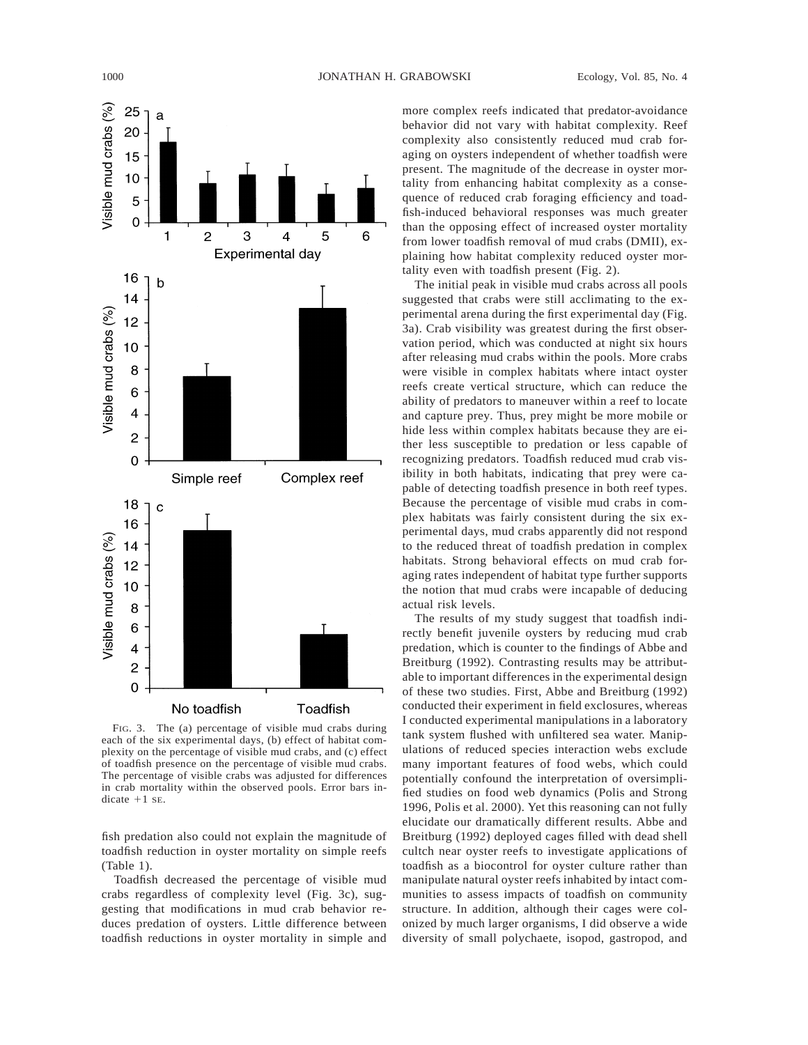25
20
15
10
5
0
a
Visible mud crabs (%)
1 2 3 4 5 6
Experimental day

16
14
12
10
8
6
4
2
0
b
Visible mud crabs (%)
Simple reef
Complex reef

18
16
14
12
10
8
6
4
2
0
c
Visible mud crabs (%)
No toadfish
Toadfish

FIG. 3. The (a) percentage of visible mud crabs during each of the six experimental days, (b) effect of habitat complexity on the percentage of visible mud crabs, and (c) effect of toadfish presence on the percentage of visible mud crabs. The percentage of visible crabs was adjusted for differences in crab mortality within the observed pools. Error bars indicate +1 SE.

fish predation also could not explain the magnitude of toadfish reduction in oyster mortality on simple reefs (Table 1).

Toadfish decreased the percentage of visible mud crabs regardless of complexity level (Fig. 3c), suggesting that modifications in mud crab behavior reduces predation of oysters. Little difference between toadfish reductions in oyster mortality in simple and more complex reefs indicated that predator-avoidance behavior did not vary with habitat complexity. Reef complexity also consistently reduced mud crab foraging on oysters independent of whether toadfish were present. The magnitude of the decrease in oyster mortality from enhancing habitat complexity as a consequence of reduced crab foraging efficiency and toadfish-induced behavioral responses was much greater than the opposing effect of increased oyster mortality from lower toadfish removal of mud crabs (DMII), explaining how habitat complexity reduced oyster mortality even with toadfish present (Fig. 2).

The initial peak in visible mud crabs across all pools suggested that crabs were still acclimating to the experimental arena during the first experimental day (Fig. 3a). Crab visibility was greatest during the first observation period, which was conducted at night six hours after releasing mud crabs within the pools. More crabs were visible in complex habitats where intact oyster reefs create vertical structure, which can reduce the ability of predators to maneuver within a reef to locate and capture prey. Thus, prey might be more mobile or hide less within complex habitats because they are either less susceptible to predation or less capable of recognizing predators. Toadfish reduced mud crab visibility in both habitats, indicating that prey were capable of detecting toadfish presence in both reef types. Because the percentage of visible mud crabs in complex habitats was fairly consistent during the six experimental days, mud crabs apparently did not respond to the reduced threat of toadfish predation in complex habitats. Strong behavioral effects on mud crab foraging rates independent of habitat type further supports the notion that mud crabs were incapable of deducing actual risk levels.

The results of my study suggest that toadfish indirectly benefit juvenile oysters by reducing mud crab predation, which is counter to the findings of Abbe and Breitburg (1992). Contrasting results may be attributable to important differences in the experimental design of these two studies. First, Abbe and Breitburg (1992) conducted their experiment in field exclosures, whereas I conducted experimental manipulations in a laboratory tank system flushed with unfiltered sea water. Manipulations of reduced species interaction webs exclude many important features of food webs, which could potentially confound the interpretation of oversimplified studies on food web dynamics (Polis and Strong 1996, Polis et al. 2000). Yet this reasoning can not fully elucidate our dramatically different results. Abbe and Breitburg (1992) deployed cages filled with dead shell cultch near oyster reefs to investigate applications of toadfish as a biocontrol for oyster culture rather than manipulate natural oyster reefs inhabited by intact communities to assess impacts of toadfish on community structure. In addition, although their cages were colonized by much larger organisms, I did observe a wide diversity of small polychaete, isopod, gastropod, and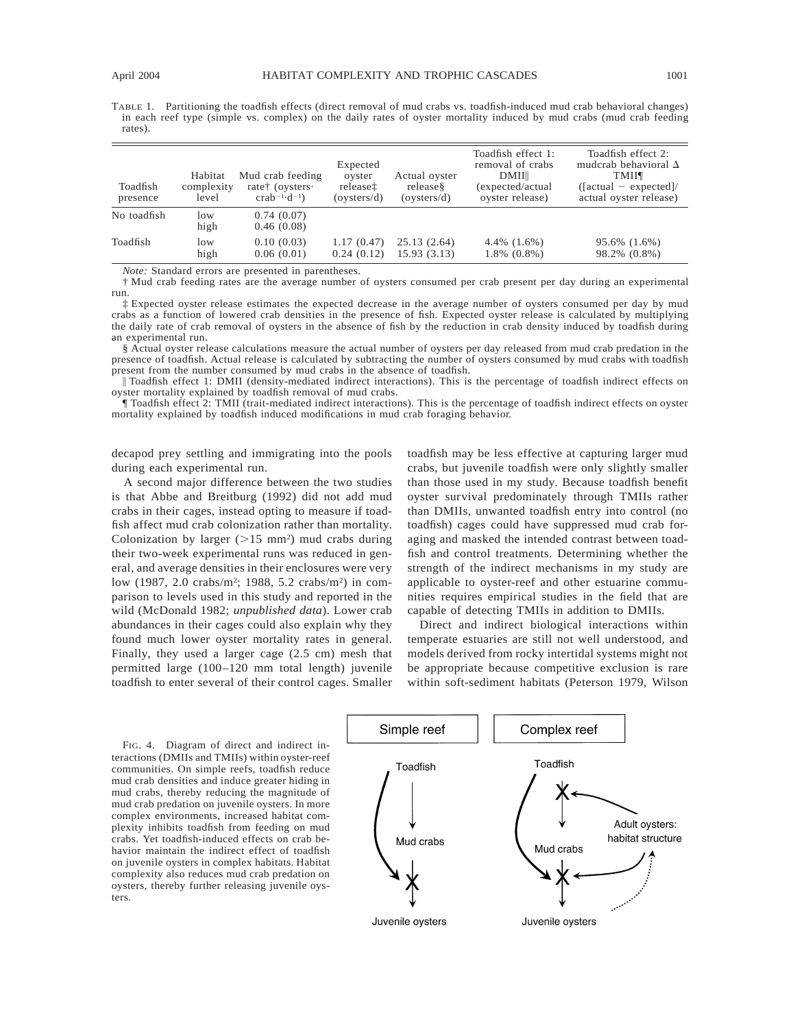TABLE 1. Partitioning the toadfish effects (direct removal of mud crabs vs. toadfish-induced mud crab behavioral changes) in each reef type (simple vs. complex) on the daily rates of oyster mortality induced by mud crabs (mud crab feeding rates).

| Toadfish presence | Habitat complexity level | Mud crab feeding rate† (oysters·crab$^{-1}$·d$^{-1}$) | Expected oyster release‡ (oysters/d) | Actual oyster release§ (oysters/d) | Toadfish effect 1: removal of crabs DMII‖ (expected/actual oyster release) | Toadfish effect 2: mudcrab behavioral Δ TMII¶ ([actual − expected]/actual oyster release) |
|---|---|---|---|---|---|---|
| No toadfish | low | 0.74 (0.07) | | | | |
| | high | 0.46 (0.08) | | | | |
| Toadfish | low | 0.10 (0.03) | 1.17 (0.47) | 25.13 (2.64) | 4.4% (1.6%) | 95.6% (1.6%) |
| | high | 0.06 (0.01) | 0.24 (0.12) | 15.93 (3.13) | 1.8% (0.8%) | 98.2% (0.8%) |

*Note:* Standard errors are presented in parentheses.

† Mud crab feeding rates are the average number of oysters consumed per crab present per day during an experimental run.

‡ Expected oyster release estimates the expected decrease in the average number of oysters consumed per day by mud crabs as a function of lowered crab densities in the presence of fish. Expected oyster release is calculated by multiplying the daily rate of crab removal of oysters in the absence of fish by the reduction in crab density induced by toadfish during an experimental run.

§ Actual oyster release calculations measure the actual number of oysters per day released from mud crab predation in the presence of toadfish. Actual release is calculated by subtracting the number of oysters consumed by mud crabs with toadfish present from the number consumed by mud crabs in the absence of toadfish.

‖ Toadfish effect 1: DMII (density-mediated indirect interactions). This is the percentage of toadfish indirect effects on oyster mortality explained by toadfish removal of mud crabs.

¶ Toadfish effect 2: TMII (trait-mediated indirect interactions). This is the percentage of toadfish indirect effects on oyster mortality explained by toadfish induced modifications in mud crab foraging behavior.

decapod prey settling and immigrating into the pools during each experimental run.

A second major difference between the two studies is that Abbe and Breitburg (1992) did not add mud crabs in their cages, instead opting to measure if toadfish affect mud crab colonization rather than mortality. Colonization by larger (>15 mm$^2$) mud crabs during their two-week experimental runs was reduced in general, and average densities in their enclosures were very low (1987, 2.0 crabs/m$^2$; 1988, 5.2 crabs/m$^2$) in comparison to levels used in this study and reported in the wild (McDonald 1982; *unpublished data*). Lower crab abundances in their cages could also explain why they found much lower oyster mortality rates in general. Finally, they used a larger cage (2.5 cm) mesh that permitted large (100–120 mm total length) juvenile toadfish to enter several of their control cages. Smaller toadfish may be less effective at capturing larger mud crabs, but juvenile toadfish were only slightly smaller than those used in my study. Because toadfish benefit oyster survival predominately through TMIIs rather than DMIIs, unwanted toadfish entry into control (no toadfish) cages could have suppressed mud crab foraging and masked the intended contrast between toadfish and control treatments. Determining whether the strength of the indirect mechanisms in my study are applicable to oyster-reef and other estuarine communities requires empirical studies in the field that are capable of detecting TMIIs in addition to DMIIs.

Direct and indirect biological interactions within temperate estuaries are still not well understood, and models derived from rocky intertidal systems might not be appropriate because competitive exclusion is rare within soft-sediment habitats (Peterson 1979, Wilson

FIG. 4. Diagram of direct and indirect interactions (DMIIs and TMIIs) within oyster-reef communities. On simple reefs, toadfish reduce mud crab densities and induce greater hiding in mud crabs, thereby reducing the magnitude of mud crab predation on juvenile oysters. In more complex environments, increased habitat complexity inhibits toadfish from feeding on mud crabs. Yet toadfish-induced effects on crab behavior maintain the indirect effect of toadfish on juvenile oysters in complex habitats. Habitat complexity also reduces mud crab predation on oysters, thereby further releasing juvenile oysters.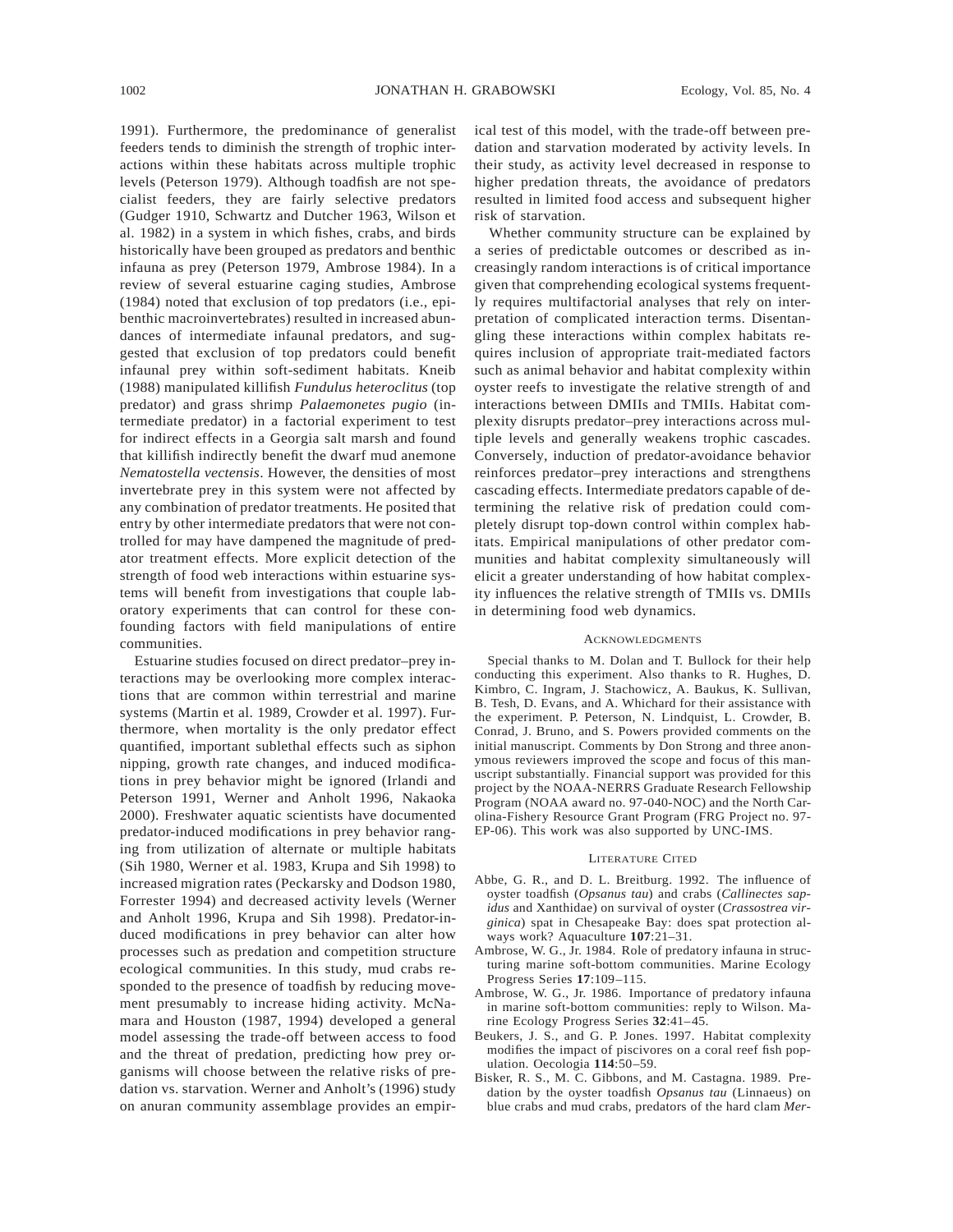1991). Furthermore, the predominance of generalist feeders tends to diminish the strength of trophic interactions within these habitats across multiple trophic levels (Peterson 1979). Although toadfish are not specialist feeders, they are fairly selective predators (Gudger 1910, Schwartz and Dutcher 1963, Wilson et al. 1982) in a system in which fishes, crabs, and birds historically have been grouped as predators and benthic infauna as prey (Peterson 1979, Ambrose 1984). In a review of several estuarine caging studies, Ambrose (1984) noted that exclusion of top predators (i.e., epibenthic macroinvertebrates) resulted in increased abundances of intermediate infaunal predators, and suggested that exclusion of top predators could benefit infaunal prey within soft-sediment habitats. Kneib (1988) manipulated killifish *Fundulus heteroclitus* (top predator) and grass shrimp *Palaemonetes pugio* (intermediate predator) in a factorial experiment to test for indirect effects in a Georgia salt marsh and found that killifish indirectly benefit the dwarf mud anemone *Nematostella vectensis*. However, the densities of most invertebrate prey in this system were not affected by any combination of predator treatments. He posited that entry by other intermediate predators that were not controlled for may have dampened the magnitude of predator treatment effects. More explicit detection of the strength of food web interactions within estuarine systems will benefit from investigations that couple laboratory experiments that can control for these confounding factors with field manipulations of entire communities.

Estuarine studies focused on direct predator–prey interactions may be overlooking more complex interactions that are common within terrestrial and marine systems (Martin et al. 1989, Crowder et al. 1997). Furthermore, when mortality is the only predator effect quantified, important sublethal effects such as siphon nipping, growth rate changes, and induced modifications in prey behavior might be ignored (Irlandi and Peterson 1991, Werner and Anholt 1996, Nakaoka 2000). Freshwater aquatic scientists have documented predator-induced modifications in prey behavior ranging from utilization of alternate or multiple habitats (Sih 1980, Werner et al. 1983, Krupa and Sih 1998) to increased migration rates (Peckarsky and Dodson 1980, Forrester 1994) and decreased activity levels (Werner and Anholt 1996, Krupa and Sih 1998). Predator-induced modifications in prey behavior can alter how processes such as predation and competition structure ecological communities. In this study, mud crabs responded to the presence of toadfish by reducing movement presumably to increase hiding activity. McNamara and Houston (1987, 1994) developed a general model assessing the trade-off between access to food and the threat of predation, predicting how prey organisms will choose between the relative risks of predation vs. starvation. Werner and Anholt's (1996) study on anuran community assemblage provides an empirical test of this model, with the trade-off between predation and starvation moderated by activity levels. In their study, as activity level decreased in response to higher predation threats, the avoidance of predators resulted in limited food access and subsequent higher risk of starvation.

Whether community structure can be explained by a series of predictable outcomes or described as increasingly random interactions is of critical importance given that comprehending ecological systems frequently requires multifactorial analyses that rely on interpretation of complicated interaction terms. Disentangling these interactions within complex habitats requires inclusion of appropriate trait-mediated factors such as animal behavior and habitat complexity within oyster reefs to investigate the relative strength of and interactions between DMIIs and TMIIs. Habitat complexity disrupts predator–prey interactions across multiple levels and generally weakens trophic cascades. Conversely, induction of predator-avoidance behavior reinforces predator–prey interactions and strengthens cascading effects. Intermediate predators capable of determining the relative risk of predation could completely disrupt top-down control within complex habitats. Empirical manipulations of other predator communities and habitat complexity simultaneously will elicit a greater understanding of how habitat complexity influences the relative strength of TMIIs vs. DMIIs in determining food web dynamics.

## Acknowledgments

Special thanks to M. Dolan and T. Bullock for their help conducting this experiment. Also thanks to R. Hughes, D. Kimbro, C. Ingram, J. Stachowicz, A. Baukus, K. Sullivan, B. Tesh, D. Evans, and A. Whichard for their assistance with the experiment. P. Peterson, N. Lindquist, L. Crowder, B. Conrad, J. Bruno, and S. Powers provided comments on the initial manuscript. Comments by Don Strong and three anonymous reviewers improved the scope and focus of this manuscript substantially. Financial support was provided for this project by the NOAA-NERRS Graduate Research Fellowship Program (NOAA award no. 97-040-NOC) and the North Carolina-Fishery Resource Grant Program (FRG Project no. 97-EP-06). This work was also supported by UNC-IMS.

## Literature Cited

Abbe, G. R., and D. L. Breitburg. 1992. The influence of oyster toadfish (*Opsanus tau*) and crabs (*Callinectes sapidus* and Xanthidae) on survival of oyster (*Crassostrea virginica*) spat in Chesapeake Bay: does spat protection always work? Aquaculture **107**:21–31.

Ambrose, W. G., Jr. 1984. Role of predatory infauna in structuring marine soft-bottom communities. Marine Ecology Progress Series **17**:109–115.

Ambrose, W. G., Jr. 1986. Importance of predatory infauna in marine soft-bottom communities: reply to Wilson. Marine Ecology Progress Series **32**:41–45.

Beukers, J. S., and G. P. Jones. 1997. Habitat complexity modifies the impact of piscivores on a coral reef fish population. Oecologia **114**:50–59.

Bisker, R. S., M. C. Gibbons, and M. Castagna. 1989. Predation by the oyster toadfish *Opsanus tau* (Linnaeus) on blue crabs and mud crabs, predators of the hard clam *Mer-*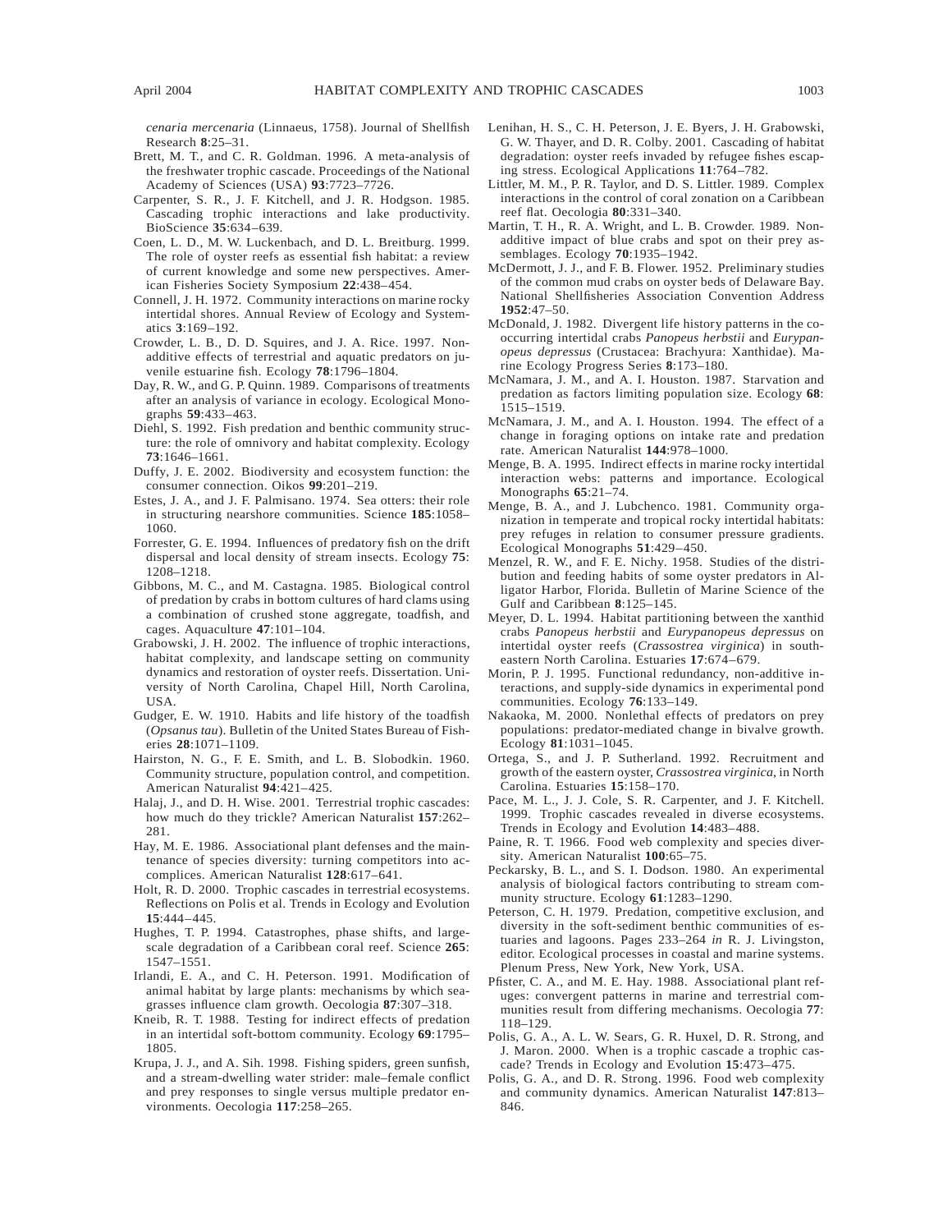*cenaria mercenaria* (Linnaeus, 1758). Journal of Shellfish Research **8**:25–31.

Brett, M. T., and C. R. Goldman. 1996. A meta-analysis of the freshwater trophic cascade. Proceedings of the National Academy of Sciences (USA) **93**:7723–7726.

Carpenter, S. R., J. F. Kitchell, and J. R. Hodgson. 1985. Cascading trophic interactions and lake productivity. BioScience **35**:634–639.

Coen, L. D., M. W. Luckenbach, and D. L. Breitburg. 1999. The role of oyster reefs as essential fish habitat: a review of current knowledge and some new perspectives. American Fisheries Society Symposium **22**:438–454.

Connell, J. H. 1972. Community interactions on marine rocky intertidal shores. Annual Review of Ecology and Systematics **3**:169–192.

Crowder, L. B., D. D. Squires, and J. A. Rice. 1997. Non-additive effects of terrestrial and aquatic predators on juvenile estuarine fish. Ecology **78**:1796–1804.

Day, R. W., and G. P. Quinn. 1989. Comparisons of treatments after an analysis of variance in ecology. Ecological Monographs **59**:433–463.

Diehl, S. 1992. Fish predation and benthic community structure: the role of omnivory and habitat complexity. Ecology **73**:1646–1661.

Duffy, J. E. 2002. Biodiversity and ecosystem function: the consumer connection. Oikos **99**:201–219.

Estes, J. A., and J. F. Palmisano. 1974. Sea otters: their role in structuring nearshore communities. Science **185**:1058–1060.

Forrester, G. E. 1994. Influences of predatory fish on the drift dispersal and local density of stream insects. Ecology **75**: 1208–1218.

Gibbons, M. C., and M. Castagna. 1985. Biological control of predation by crabs in bottom cultures of hard clams using a combination of crushed stone aggregate, toadfish, and cages. Aquaculture **47**:101–104.

Grabowski, J. H. 2002. The influence of trophic interactions, habitat complexity, and landscape setting on community dynamics and restoration of oyster reefs. Dissertation. University of North Carolina, Chapel Hill, North Carolina, USA.

Gudger, E. W. 1910. Habits and life history of the toadfish (*Opsanus tau*). Bulletin of the United States Bureau of Fisheries **28**:1071–1109.

Hairston, N. G., F. E. Smith, and L. B. Slobodkin. 1960. Community structure, population control, and competition. American Naturalist **94**:421–425.

Halaj, J., and D. H. Wise. 2001. Terrestrial trophic cascades: how much do they trickle? American Naturalist **157**:262–281.

Hay, M. E. 1986. Associational plant defenses and the maintenance of species diversity: turning competitors into accomplices. American Naturalist **128**:617–641.

Holt, R. D. 2000. Trophic cascades in terrestrial ecosystems. Reflections on Polis et al. Trends in Ecology and Evolution **15**:444–445.

Hughes, T. P. 1994. Catastrophes, phase shifts, and large-scale degradation of a Caribbean coral reef. Science **265**: 1547–1551.

Irlandi, E. A., and C. H. Peterson. 1991. Modification of animal habitat by large plants: mechanisms by which seagrasses influence clam growth. Oecologia **87**:307–318.

Kneib, R. T. 1988. Testing for indirect effects of predation in an intertidal soft-bottom community. Ecology **69**:1795–1805.

Krupa, J. J., and A. Sih. 1998. Fishing spiders, green sunfish, and a stream-dwelling water strider: male–female conflict and prey responses to single versus multiple predator environments. Oecologia **117**:258–265.

Lenihan, H. S., C. H. Peterson, J. E. Byers, J. H. Grabowski, G. W. Thayer, and D. R. Colby. 2001. Cascading of habitat degradation: oyster reefs invaded by refugee fishes escaping stress. Ecological Applications **11**:764–782.

Littler, M. M., P. R. Taylor, and D. S. Littler. 1989. Complex interactions in the control of coral zonation on a Caribbean reef flat. Oecologia **80**:331–340.

Martin, T. H., R. A. Wright, and L. B. Crowder. 1989. Non-additive impact of blue crabs and spot on their prey assemblages. Ecology **70**:1935–1942.

McDermott, J. J., and F. B. Flower. 1952. Preliminary studies of the common mud crabs on oyster beds of Delaware Bay. National Shellfisheries Association Convention Address **1952**:47–50.

McDonald, J. 1982. Divergent life history patterns in the co-occurring intertidal crabs *Panopeus herbstii* and *Eurypanopeus depressus* (Crustacea: Brachyura: Xanthidae). Marine Ecology Progress Series **8**:173–180.

McNamara, J. M., and A. I. Houston. 1987. Starvation and predation as factors limiting population size. Ecology **68**: 1515–1519.

McNamara, J. M., and A. I. Houston. 1994. The effect of a change in foraging options on intake rate and predation rate. American Naturalist **144**:978–1000.

Menge, B. A. 1995. Indirect effects in marine rocky intertidal interaction webs: patterns and importance. Ecological Monographs **65**:21–74.

Menge, B. A., and J. Lubchenco. 1981. Community organization in temperate and tropical rocky intertidal habitats: prey refuges in relation to consumer pressure gradients. Ecological Monographs **51**:429–450.

Menzel, R. W., and F. E. Nichy. 1958. Studies of the distribution and feeding habits of some oyster predators in Alligator Harbor, Florida. Bulletin of Marine Science of the Gulf and Caribbean **8**:125–145.

Meyer, D. L. 1994. Habitat partitioning between the xanthid crabs *Panopeus herbstii* and *Eurypanopeus depressus* on intertidal oyster reefs (*Crassostrea virginica*) in southeastern North Carolina. Estuaries **17**:674–679.

Morin, P. J. 1995. Functional redundancy, non-additive interactions, and supply-side dynamics in experimental pond communities. Ecology **76**:133–149.

Nakaoka, M. 2000. Nonlethal effects of predators on prey populations: predator-mediated change in bivalve growth. Ecology **81**:1031–1045.

Ortega, S., and J. P. Sutherland. 1992. Recruitment and growth of the eastern oyster, *Crassostrea virginica*, in North Carolina. Estuaries **15**:158–170.

Pace, M. L., J. J. Cole, S. R. Carpenter, and J. F. Kitchell. 1999. Trophic cascades revealed in diverse ecosystems. Trends in Ecology and Evolution **14**:483–488.

Paine, R. T. 1966. Food web complexity and species diversity. American Naturalist **100**:65–75.

Peckarsky, B. L., and S. I. Dodson. 1980. An experimental analysis of biological factors contributing to stream community structure. Ecology **61**:1283–1290.

Peterson, C. H. 1979. Predation, competitive exclusion, and diversity in the soft-sediment benthic communities of estuaries and lagoons. Pages 233–264 *in* R. J. Livingston, editor. Ecological processes in coastal and marine systems. Plenum Press, New York, New York, USA.

Pfister, C. A., and M. E. Hay. 1988. Associational plant refuges: convergent patterns in marine and terrestrial communities result from differing mechanisms. Oecologia **77**: 118–129.

Polis, G. A., A. L. W. Sears, G. R. Huxel, D. R. Strong, and J. Maron. 2000. When is a trophic cascade a trophic cascade? Trends in Ecology and Evolution **15**:473–475.

Polis, G. A., and D. R. Strong. 1996. Food web complexity and community dynamics. American Naturalist **147**:813–846.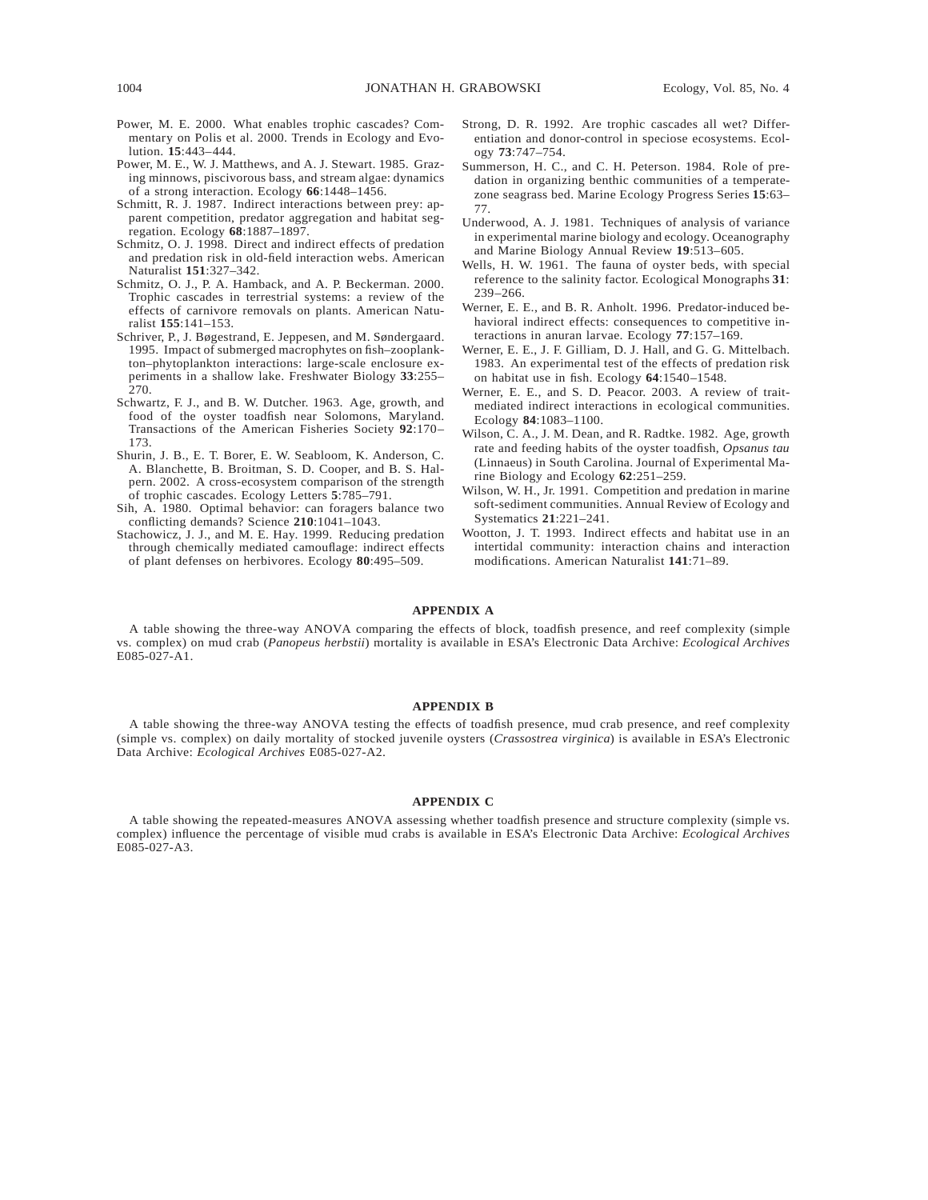Power, M. E. 2000. What enables trophic cascades? Commentary on Polis et al. 2000. Trends in Ecology and Evolution. **15**:443–444.

Power, M. E., W. J. Matthews, and A. J. Stewart. 1985. Grazing minnows, piscivorous bass, and stream algae: dynamics of a strong interaction. Ecology **66**:1448–1456.

Schmitt, R. J. 1987. Indirect interactions between prey: apparent competition, predator aggregation and habitat segregation. Ecology **68**:1887–1897.

Schmitz, O. J. 1998. Direct and indirect effects of predation and predation risk in old-field interaction webs. American Naturalist **151**:327–342.

Schmitz, O. J., P. A. Hamback, and A. P. Beckerman. 2000. Trophic cascades in terrestrial systems: a review of the effects of carnivore removals on plants. American Naturalist **155**:141–153.

Schriver, P., J. Bøgestrand, E. Jeppesen, and M. Søndergaard. 1995. Impact of submerged macrophytes on fish–zooplankton–phytoplankton interactions: large-scale enclosure experiments in a shallow lake. Freshwater Biology **33**:255–270.

Schwartz, F. J., and B. W. Dutcher. 1963. Age, growth, and food of the oyster toadfish near Solomons, Maryland. Transactions of the American Fisheries Society **92**:170–173.

Shurin, J. B., E. T. Borer, E. W. Seabloom, K. Anderson, C. A. Blanchette, B. Broitman, S. D. Cooper, and B. S. Halpern. 2002. A cross-ecosystem comparison of the strength of trophic cascades. Ecology Letters **5**:785–791.

Sih, A. 1980. Optimal behavior: can foragers balance two conflicting demands? Science **210**:1041–1043.

Stachowicz, J. J., and M. E. Hay. 1999. Reducing predation through chemically mediated camouflage: indirect effects of plant defenses on herbivores. Ecology **80**:495–509.

Strong, D. R. 1992. Are trophic cascades all wet? Differentiation and donor-control in speciose ecosystems. Ecology **73**:747–754.

Summerson, H. C., and C. H. Peterson. 1984. Role of predation in organizing benthic communities of a temperate-zone seagrass bed. Marine Ecology Progress Series **15**:63–77.

Underwood, A. J. 1981. Techniques of analysis of variance in experimental marine biology and ecology. Oceanography and Marine Biology Annual Review **19**:513–605.

Wells, H. W. 1961. The fauna of oyster beds, with special reference to the salinity factor. Ecological Monographs **31**: 239–266.

Werner, E. E., and B. R. Anholt. 1996. Predator-induced behavioral indirect effects: consequences to competitive interactions in anuran larvae. Ecology **77**:157–169.

Werner, E. E., J. F. Gilliam, D. J. Hall, and G. G. Mittelbach. 1983. An experimental test of the effects of predation risk on habitat use in fish. Ecology **64**:1540–1548.

Werner, E. E., and S. D. Peacor. 2003. A review of trait-mediated indirect interactions in ecological communities. Ecology **84**:1083–1100.

Wilson, C. A., J. M. Dean, and R. Radtke. 1982. Age, growth rate and feeding habits of the oyster toadfish, *Opsanus tau* (Linnaeus) in South Carolina. Journal of Experimental Marine Biology and Ecology **62**:251–259.

Wilson, W. H., Jr. 1991. Competition and predation in marine soft-sediment communities. Annual Review of Ecology and Systematics **21**:221–241.

Wootton, J. T. 1993. Indirect effects and habitat use in an intertidal community: interaction chains and interaction modifications. American Naturalist **141**:71–89.

## APPENDIX A

A table showing the three-way ANOVA comparing the effects of block, toadfish presence, and reef complexity (simple vs. complex) on mud crab (*Panopeus herbstii*) mortality is available in ESA's Electronic Data Archive: *Ecological Archives* E085-027-A1.

## APPENDIX B

A table showing the three-way ANOVA testing the effects of toadfish presence, mud crab presence, and reef complexity (simple vs. complex) on daily mortality of stocked juvenile oysters (*Crassostrea virginica*) is available in ESA's Electronic Data Archive: *Ecological Archives* E085-027-A2.

## APPENDIX C

A table showing the repeated-measures ANOVA assessing whether toadfish presence and structure complexity (simple vs. complex) influence the percentage of visible mud crabs is available in ESA's Electronic Data Archive: *Ecological Archives* E085-027-A3.